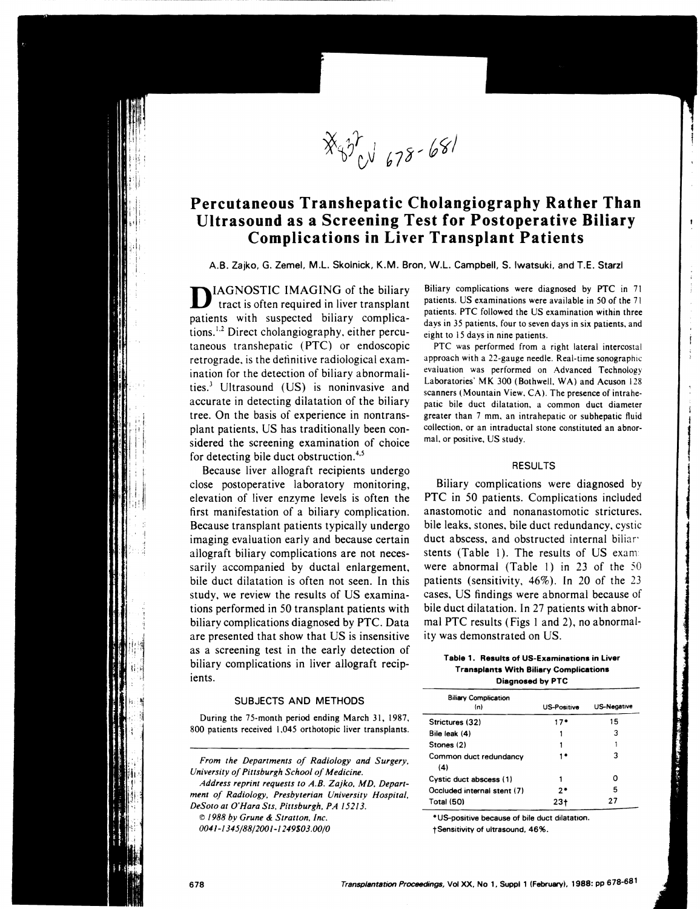# Percutaneous Transhepatic Cholangiography Rather Than Ultrasound as a Screening Test for Postoperative Biliary Complications in Liver Transplant Patients

A.B. Zajko, G. Zemel, M.L. Skolnick, K.M. Bron, W.L. Campbell, S. Iwatsuki, and T.E. Starzl

DIAGNOSTIC IMAGING of the biliary tract is often required in liver transplant patients with suspected biliary complications.[1,2] Direct cholangiography, either percutaneous transhepatic (PTC) or endoscopic retrograde, is the definitive radiological examination for the detection of biliary abnormalities.[3] Ultrasound (US) is noninvasive and accurate in detecting dilatation of the biliary tree. On the basis of experience in nontransplant patients, US has traditionally been considered the screening examination of choice for detecting bile duct obstruction.[4,5]

Because liver allograft recipients undergo close postoperative laboratory monitoring, elevation of liver enzyme levels is often the first manifestation of a biliary complication. Because transplant patients typically undergo imaging evaluation early and because certain allograft biliary complications are not necessarily accompanied by ductal enlargement, bile duct dilatation is often not seen. In this study, we review the results of US examinations performed in 50 transplant patients with biliary complications diagnosed by PTC. Data are presented that show that US is insensitive as a screening test in the early detection of biliary complications in liver allograft recipients.

## SUBJECTS AND METHODS

During the 75-month period ending March 31, 1987, 800 patients received 1,045 orthotopic liver transplants. Biliary complications were diagnosed by PTC in 71 patients. US examinations were available in 50 of the 71 patients. PTC followed the US examination within three days in 35 patients, four to seven days in six patients, and eight to 15 days in nine patients.

PTC was performed from a right lateral intercostal approach with a 22-gauge needle. Real-time sonographic evaluation was performed on Advanced Technology Laboratories' MK 300 (Bothwell, WA) and Acuson 128 scanners (Mountain View, CA). The presence of intrahepatic bile duct dilatation, a common duct diameter greater than 7 mm, an intrahepatic or subhepatic fluid collection, or an intraductal stone constituted an abnormal, or positive, US study.

## RESULTS

Biliary complications were diagnosed by PTC in 50 patients. Complications included anastomotic and nonanastomotic strictures, bile leaks, stones, bile duct redundancy, cystic duct abscess, and obstructed internal biliary stents (Table 1). The results of US exams were abnormal (Table 1) in 23 of the 50 patients (sensitivity, 46%). In 20 of the 23 cases, US findings were abnormal because of bile duct dilatation. In 27 patients with abnormal PTC results (Figs 1 and 2), no abnormality was demonstrated on US.

**Table 1. Results of US-Examinations in Liver Transplants With Biliary Complications Diagnosed by PTC**

| Biliary Complication (n) | US-Positive | US-Negative |
|---|---|---|
| Strictures (32) | 17* | 15 |
| Bile leak (4) | 1 | 3 |
| Stones (2) | 1 | 1 |
| Common duct redundancy (4) | 1* | 3 |
| Cystic duct abscess (1) | 1 | 0 |
| Occluded internal stent (7) | 2* | 5 |
| Total (50) | 23† | 27 |

*US-positive because of bile duct dilatation.
†Sensitivity of ultrasound, 46%.

*From the Departments of Radiology and Surgery, University of Pittsburgh School of Medicine.*

*Address reprint requests to A.B. Zajko, MD, Department of Radiology, Presbyterian University Hospital, DeSoto at O'Hara Sts, Pittsburgh, PA 15213.*

*© 1988 by Grune & Stratton, Inc.*

*0041-1345/88/2001-1249$03.00/0*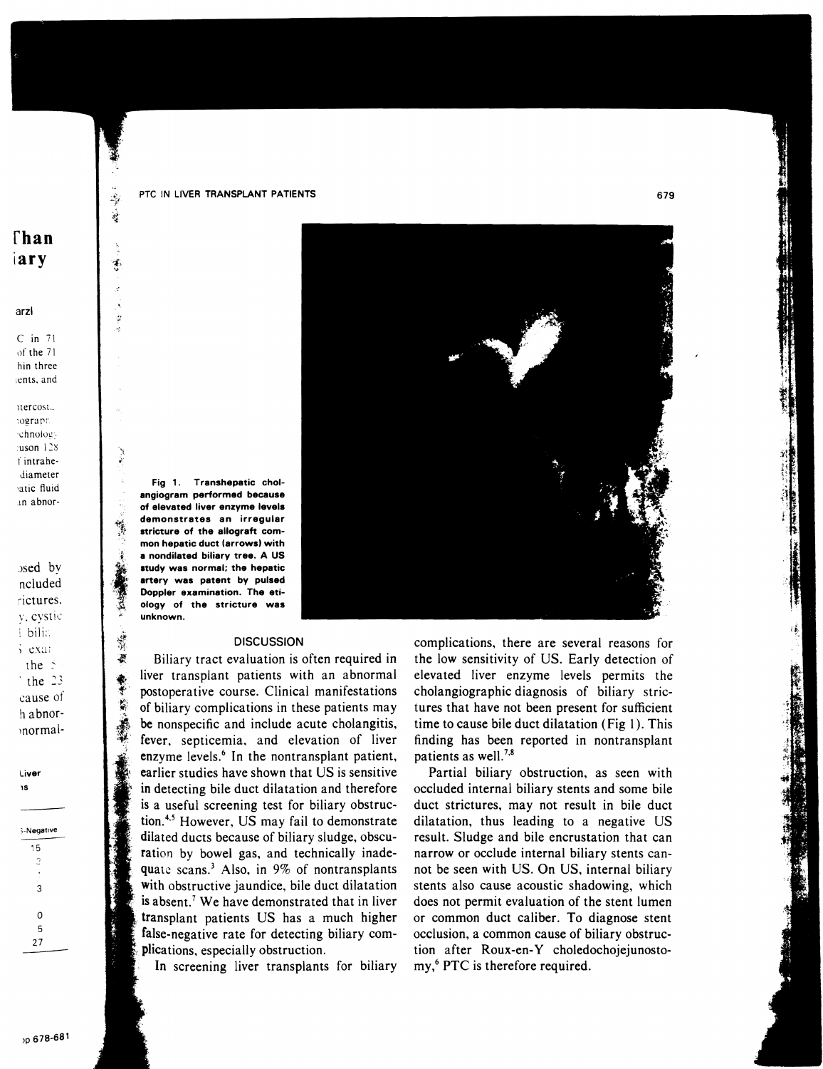Fig 1. Transhepatic cholangiogram performed because of elevated liver enzyme levels demonstrates an irregular stricture of the allograft common hepatic duct (arrows) with a nondilated biliary tree. A US study was normal; the hepatic artery was patent by pulsed Doppler examination. The etiology of the stricture was unknown.

## DISCUSSION

Biliary tract evaluation is often required in liver transplant patients with an abnormal postoperative course. Clinical manifestations of biliary complications in these patients may be nonspecific and include acute cholangitis, fever, septicemia, and elevation of liver enzyme levels.[6] In the nontransplant patient, earlier studies have shown that US is sensitive in detecting bile duct dilatation and therefore is a useful screening test for biliary obstruction.[4,5] However, US may fail to demonstrate dilated ducts because of biliary sludge, obscuration by bowel gas, and technically inadequate scans.[3] Also, in 9% of nontransplants with obstructive jaundice, bile duct dilatation is absent.[7] We have demonstrated that in liver transplant patients US has a much higher false-negative rate for detecting biliary complications, especially obstruction.

In screening liver transplants for biliary complications, there are several reasons for the low sensitivity of US. Early detection of elevated liver enzyme levels permits the cholangiographic diagnosis of biliary strictures that have not been present for sufficient time to cause bile duct dilatation (Fig 1). This finding has been reported in nontransplant patients as well.[7,8]

Partial biliary obstruction, as seen with occluded internal biliary stents and some bile duct strictures, may not result in bile duct dilatation, thus leading to a negative US result. Sludge and bile encrustation that can narrow or occlude internal biliary stents cannot be seen with US. On US, internal biliary stents also cause acoustic shadowing, which does not permit evaluation of the stent lumen or common duct caliber. To diagnose stent occlusion, a common cause of biliary obstruction after Roux-en-Y choledochojejunostomy,[6] PTC is therefore required.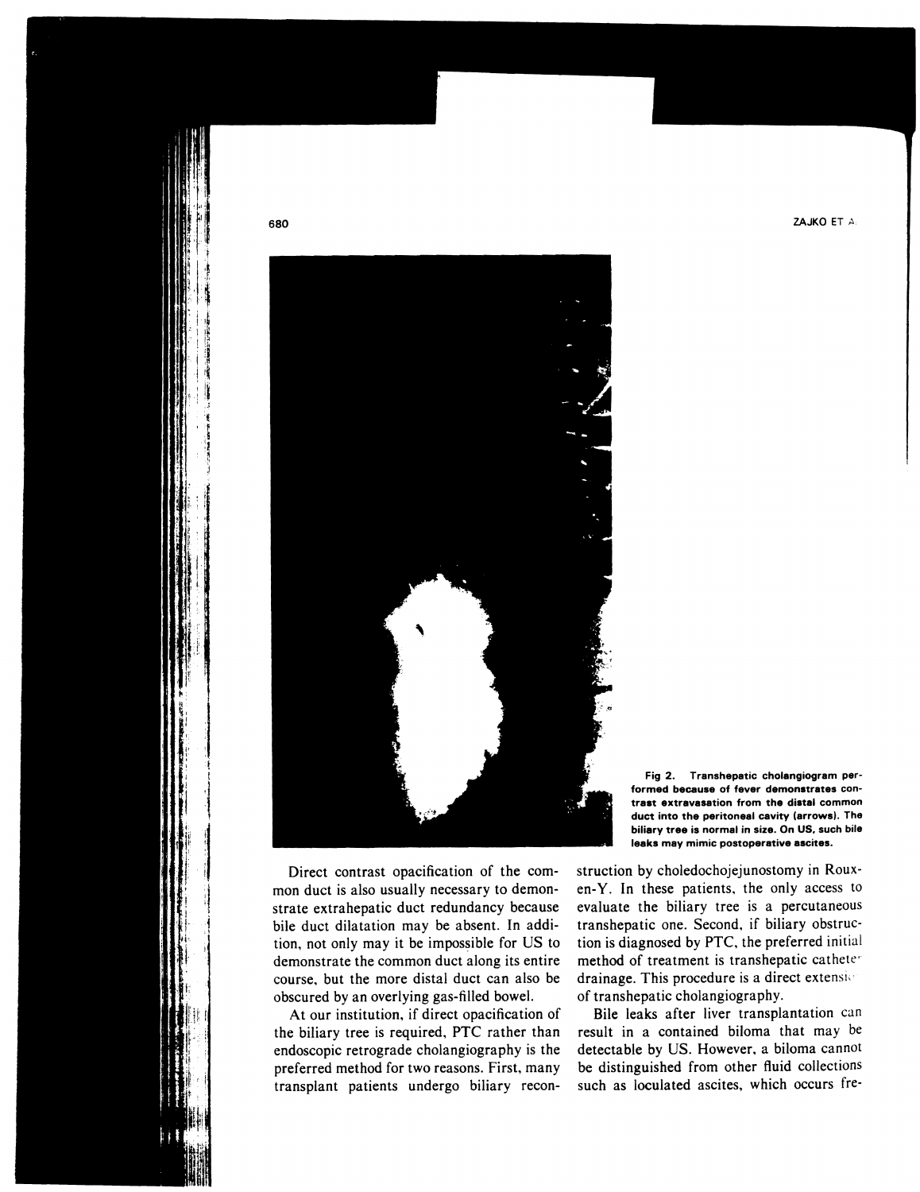Fig 2. Transhepatic cholangiogram performed because of fever demonstrates contrast extravasation from the distal common duct into the peritoneal cavity (arrows). The biliary tree is normal in size. On US, such bile leaks may mimic postoperative ascites.

Direct contrast opacification of the common duct is also usually necessary to demonstrate extrahepatic duct redundancy because bile duct dilatation may be absent. In addition, not only may it be impossible for US to demonstrate the common duct along its entire course, but the more distal duct can also be obscured by an overlying gas-filled bowel.

At our institution, if direct opacification of the biliary tree is required, PTC rather than endoscopic retrograde cholangiography is the preferred method for two reasons. First, many transplant patients undergo biliary reconstruction by choledochojejunostomy in Roux-en-Y. In these patients, the only access to evaluate the biliary tree is a percutaneous transhepatic one. Second, if biliary obstruction is diagnosed by PTC, the preferred initial method of treatment is transhepatic catheter drainage. This procedure is a direct extension of transhepatic cholangiography.

Bile leaks after liver transplantation can result in a contained biloma that may be detectable by US. However, a biloma cannot be distinguished from other fluid collections such as loculated ascites, which occurs fre-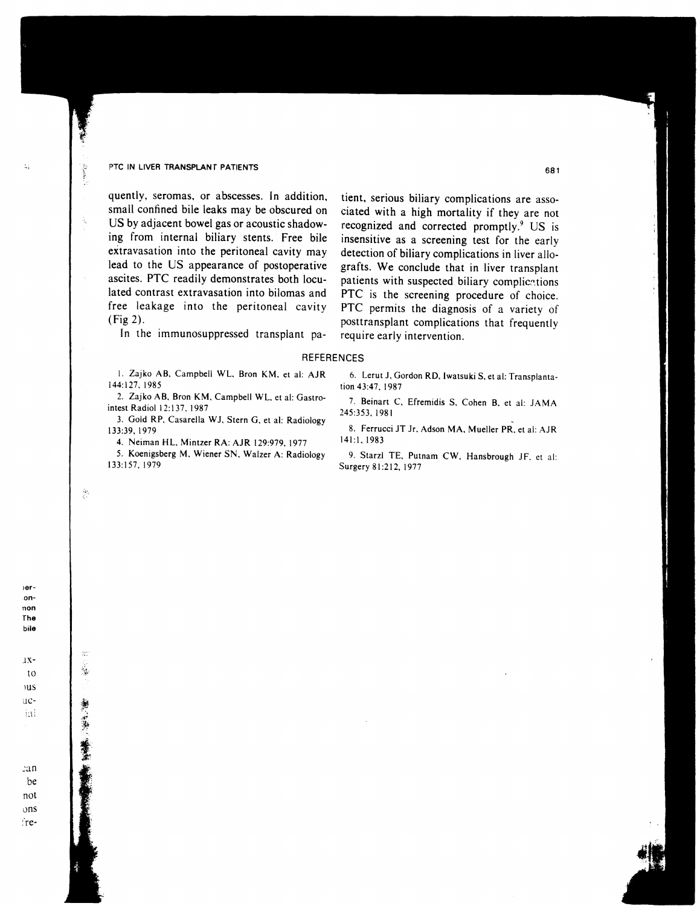quently, seromas, or abscesses. In addition, small confined bile leaks may be obscured on US by adjacent bowel gas or acoustic shadowing from internal biliary stents. Free bile extravasation into the peritoneal cavity may lead to the US appearance of postoperative ascites. PTC readily demonstrates both loculated contrast extravasation into bilomas and free leakage into the peritoneal cavity (Fig 2).

In the immunosuppressed transplant patient, serious biliary complications are associated with a high mortality if they are not recognized and corrected promptly.[9] US is insensitive as a screening test for the early detection of biliary complications in liver allografts. We conclude that in liver transplant patients with suspected biliary complications PTC is the screening procedure of choice. PTC permits the diagnosis of a variety of posttransplant complications that frequently require early intervention.

## REFERENCES

1. Zajko AB, Campbell WL, Bron KM, et al: AJR 144:127, 1985
2. Zajko AB, Bron KM, Campbell WL, et al: Gastrointest Radiol 12:137, 1987
3. Gold RP, Casarella WJ, Stern G, et al: Radiology 133:39, 1979
4. Neiman HL, Mintzer RA: AJR 129:979, 1977
5. Koenigsberg M, Wiener SN, Walzer A: Radiology 133:157, 1979
6. Lerut J, Gordon RD, Iwatsuki S, et al: Transplantation 43:47, 1987
7. Beinart C, Efremidis S, Cohen B, et al: JAMA 245:353, 1981
8. Ferrucci JT Jr, Adson MA, Mueller PR, et al: AJR 141:1, 1983
9. Starzl TE, Putnam CW, Hansbrough JF, et al: Surgery 81:212, 1977